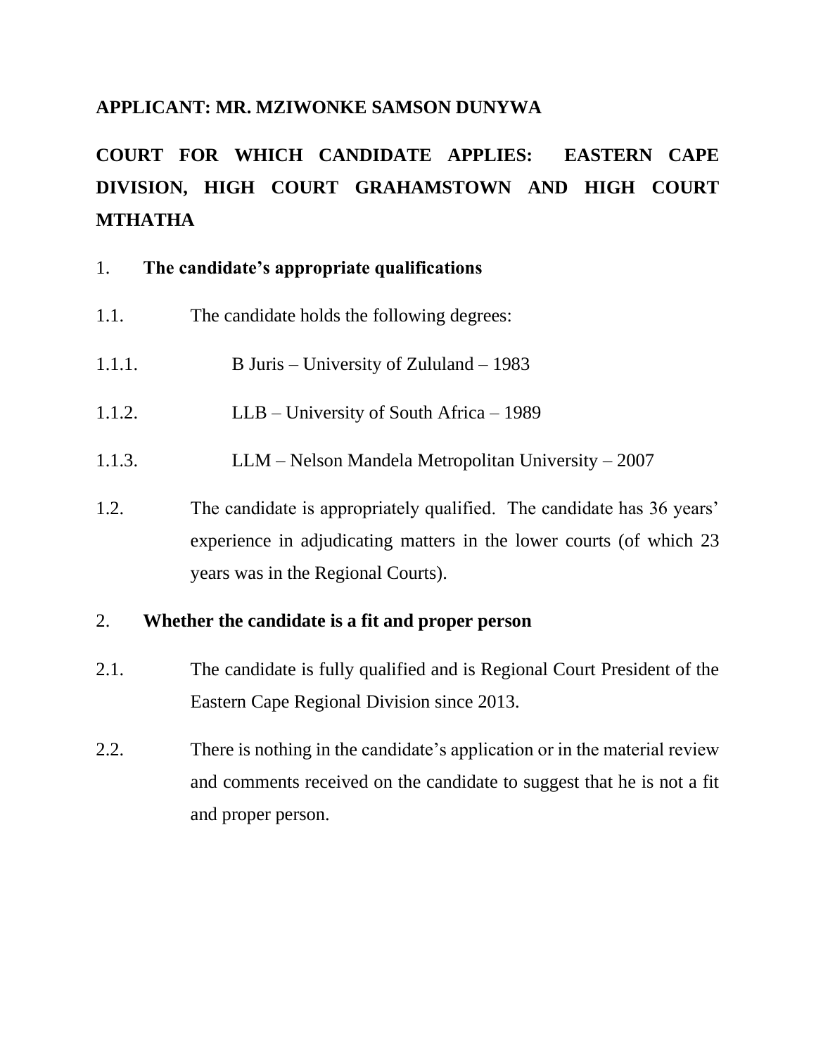**APPLICANT: MR. MZIWONKE SAMSON DUNYWA**

**COURT FOR WHICH CANDIDATE APPLIES: EASTERN CAPE DIVISION, HIGH COURT GRAHAMSTOWN AND HIGH COURT MTHATHA**

1. **The candidate's appropriate qualifications**

1.1. The candidate holds the following degrees:

1.1.1. B Juris – University of Zululand – 1983

1.1.2. LLB – University of South Africa – 1989

1.1.3. LLM – Nelson Mandela Metropolitan University – 2007

1.2. The candidate is appropriately qualified. The candidate has 36 years' experience in adjudicating matters in the lower courts (of which 23 years was in the Regional Courts).

2. **Whether the candidate is a fit and proper person**

2.1. The candidate is fully qualified and is Regional Court President of the Eastern Cape Regional Division since 2013.

2.2. There is nothing in the candidate's application or in the material review and comments received on the candidate to suggest that he is not a fit and proper person.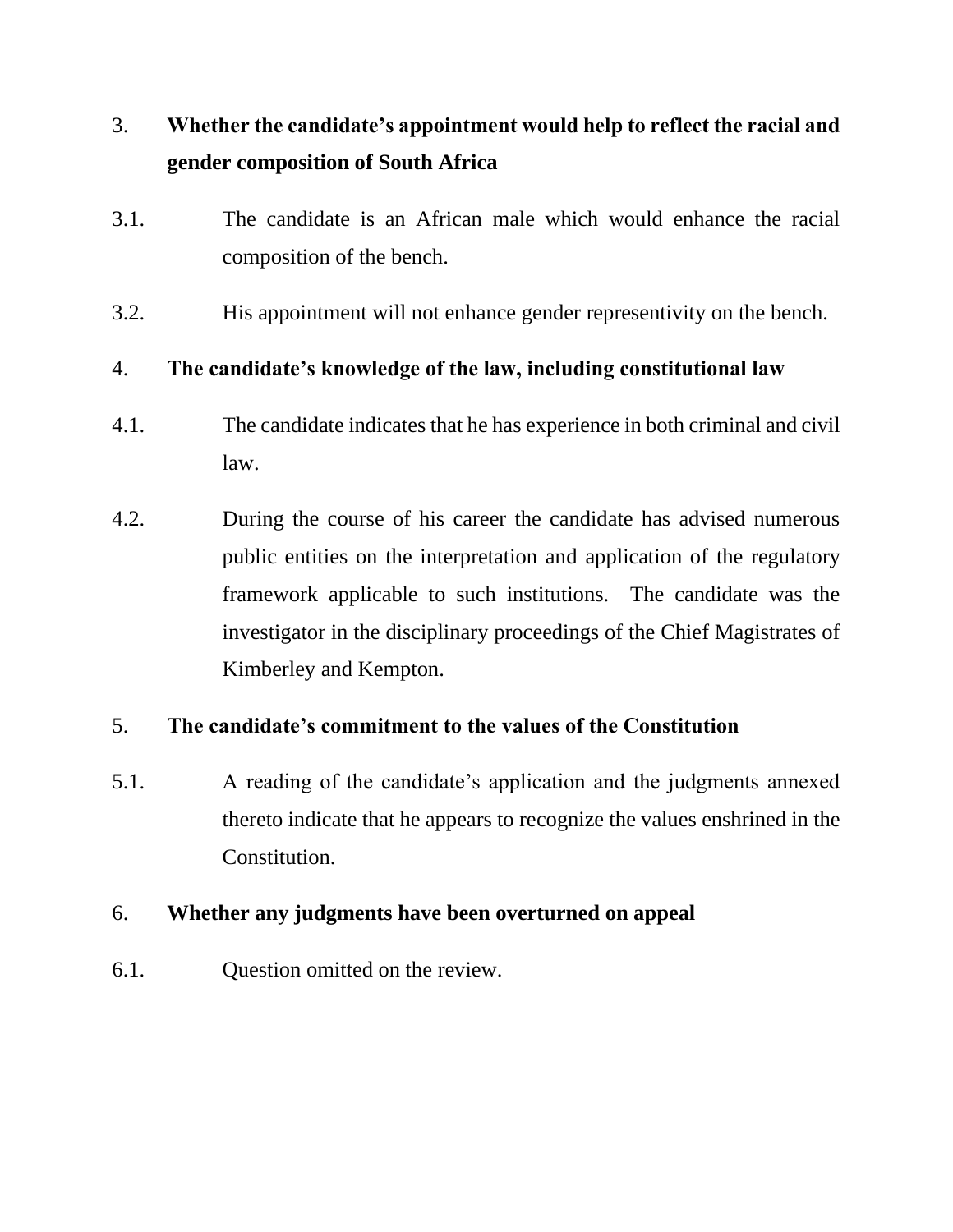3. **Whether the candidate's appointment would help to reflect the racial and gender composition of South Africa**

3.1. The candidate is an African male which would enhance the racial composition of the bench.

3.2. His appointment will not enhance gender representivity on the bench.

4. **The candidate's knowledge of the law, including constitutional law**

4.1. The candidate indicates that he has experience in both criminal and civil law.

4.2. During the course of his career the candidate has advised numerous public entities on the interpretation and application of the regulatory framework applicable to such institutions. The candidate was the investigator in the disciplinary proceedings of the Chief Magistrates of Kimberley and Kempton.

5. **The candidate's commitment to the values of the Constitution**

5.1. A reading of the candidate's application and the judgments annexed thereto indicate that he appears to recognize the values enshrined in the Constitution.

6. **Whether any judgments have been overturned on appeal**

6.1. Question omitted on the review.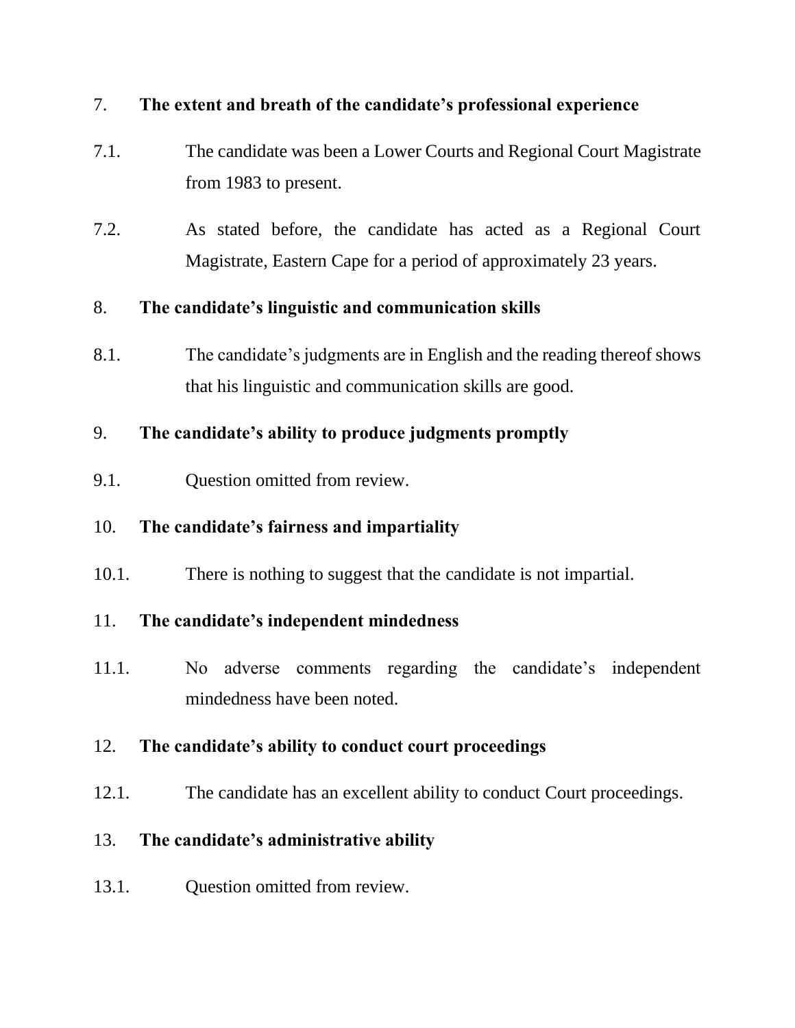7. **The extent and breath of the candidate's professional experience**

7.1. The candidate was been a Lower Courts and Regional Court Magistrate from 1983 to present.

7.2. As stated before, the candidate has acted as a Regional Court Magistrate, Eastern Cape for a period of approximately 23 years.

8. **The candidate's linguistic and communication skills**

8.1. The candidate's judgments are in English and the reading thereof shows that his linguistic and communication skills are good.

9. **The candidate's ability to produce judgments promptly**

9.1. Question omitted from review.

10. **The candidate's fairness and impartiality**

10.1. There is nothing to suggest that the candidate is not impartial.

11. **The candidate's independent mindedness**

11.1. No adverse comments regarding the candidate's independent mindedness have been noted.

12. **The candidate's ability to conduct court proceedings**

12.1. The candidate has an excellent ability to conduct Court proceedings.

13. **The candidate's administrative ability**

13.1. Question omitted from review.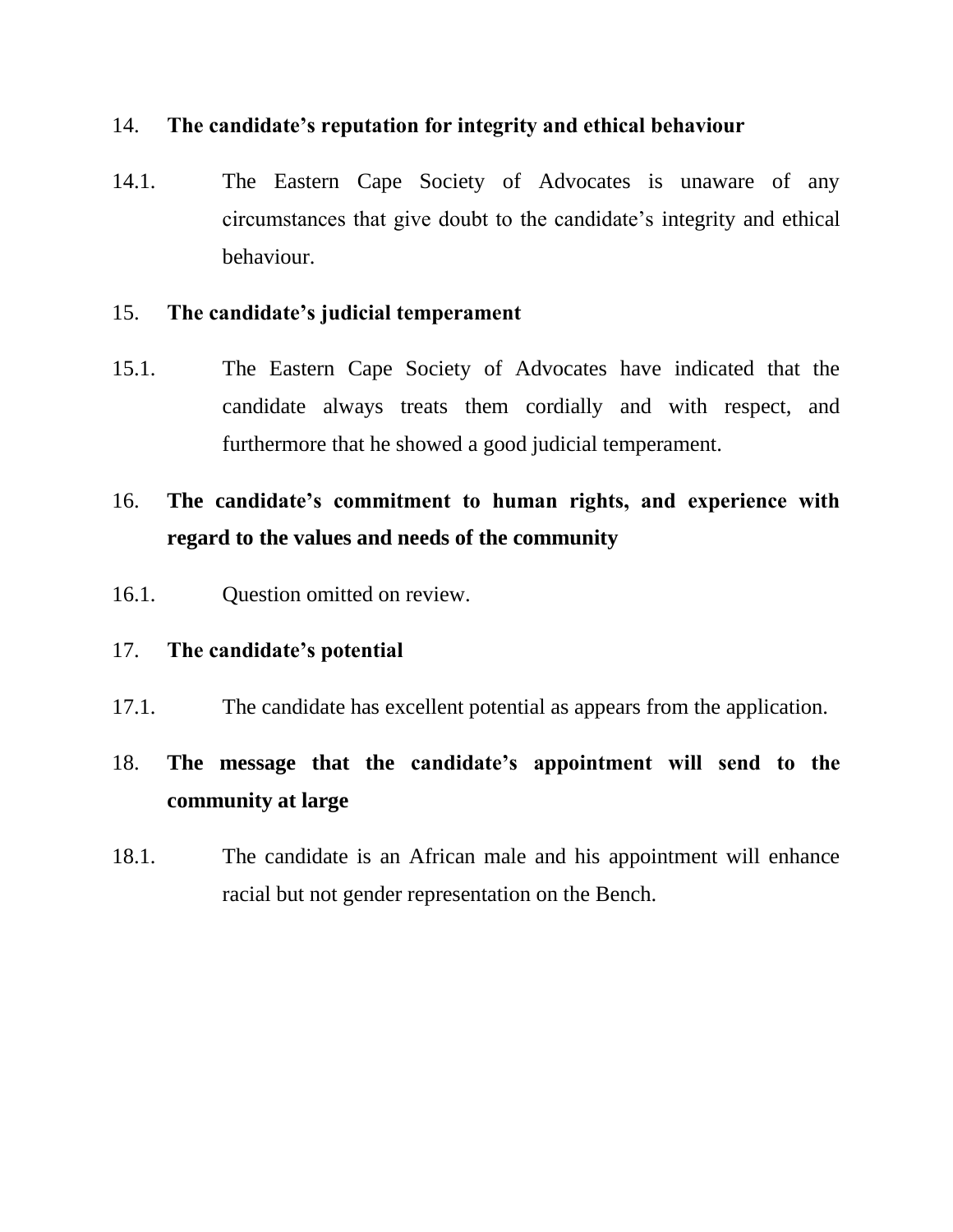14. **The candidate's reputation for integrity and ethical behaviour**

14.1. The Eastern Cape Society of Advocates is unaware of any circumstances that give doubt to the candidate's integrity and ethical behaviour.

15. **The candidate's judicial temperament**

15.1. The Eastern Cape Society of Advocates have indicated that the candidate always treats them cordially and with respect, and furthermore that he showed a good judicial temperament.

16. **The candidate's commitment to human rights, and experience with regard to the values and needs of the community**

16.1. Question omitted on review.

17. **The candidate's potential**

17.1. The candidate has excellent potential as appears from the application.

18. **The message that the candidate's appointment will send to the community at large**

18.1. The candidate is an African male and his appointment will enhance racial but not gender representation on the Bench.